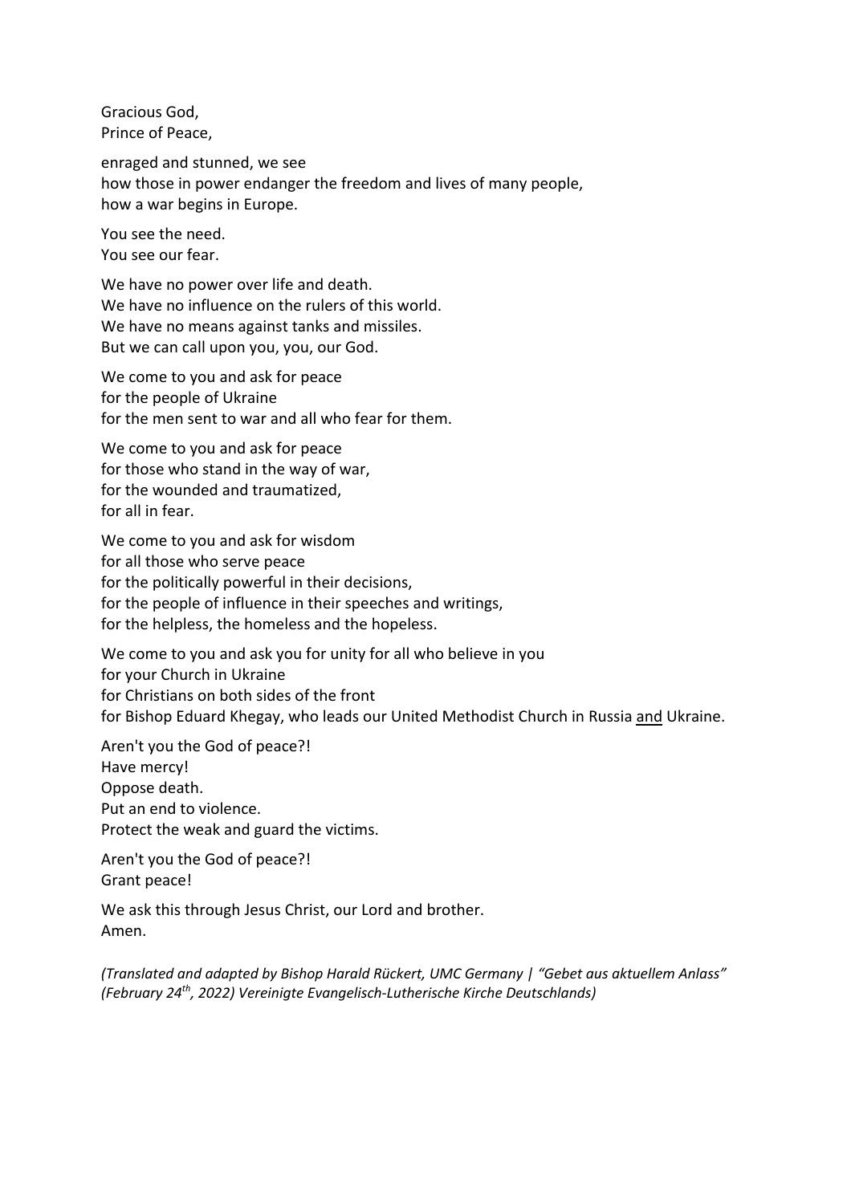Gracious God,  
Prince of Peace,

enraged and stunned, we see  
how those in power endanger the freedom and lives of many people,  
how a war begins in Europe.

You see the need.  
You see our fear.

We have no power over life and death.  
We have no influence on the rulers of this world.  
We have no means against tanks and missiles.  
But we can call upon you, you, our God.

We come to you and ask for peace  
for the people of Ukraine  
for the men sent to war and all who fear for them.

We come to you and ask for peace  
for those who stand in the way of war,  
for the wounded and traumatized,  
for all in fear.

We come to you and ask for wisdom  
for all those who serve peace  
for the politically powerful in their decisions,  
for the people of influence in their speeches and writings,  
for the helpless, the homeless and the hopeless.

We come to you and ask you for unity for all who believe in you  
for your Church in Ukraine  
for Christians on both sides of the front  
for Bishop Eduard Khegay, who leads our United Methodist Church in Russia <u>and</u> Ukraine.

Aren't you the God of peace?!  
Have mercy!  
Oppose death.  
Put an end to violence.  
Protect the weak and guard the victims.

Aren't you the God of peace?!  
Grant peace!

We ask this through Jesus Christ, our Lord and brother.  
Amen.

*(Translated and adapted by Bishop Harald Rückert, UMC Germany | "Gebet aus aktuellem Anlass" (February 24th, 2022) Vereinigte Evangelisch-Lutherische Kirche Deutschlands)*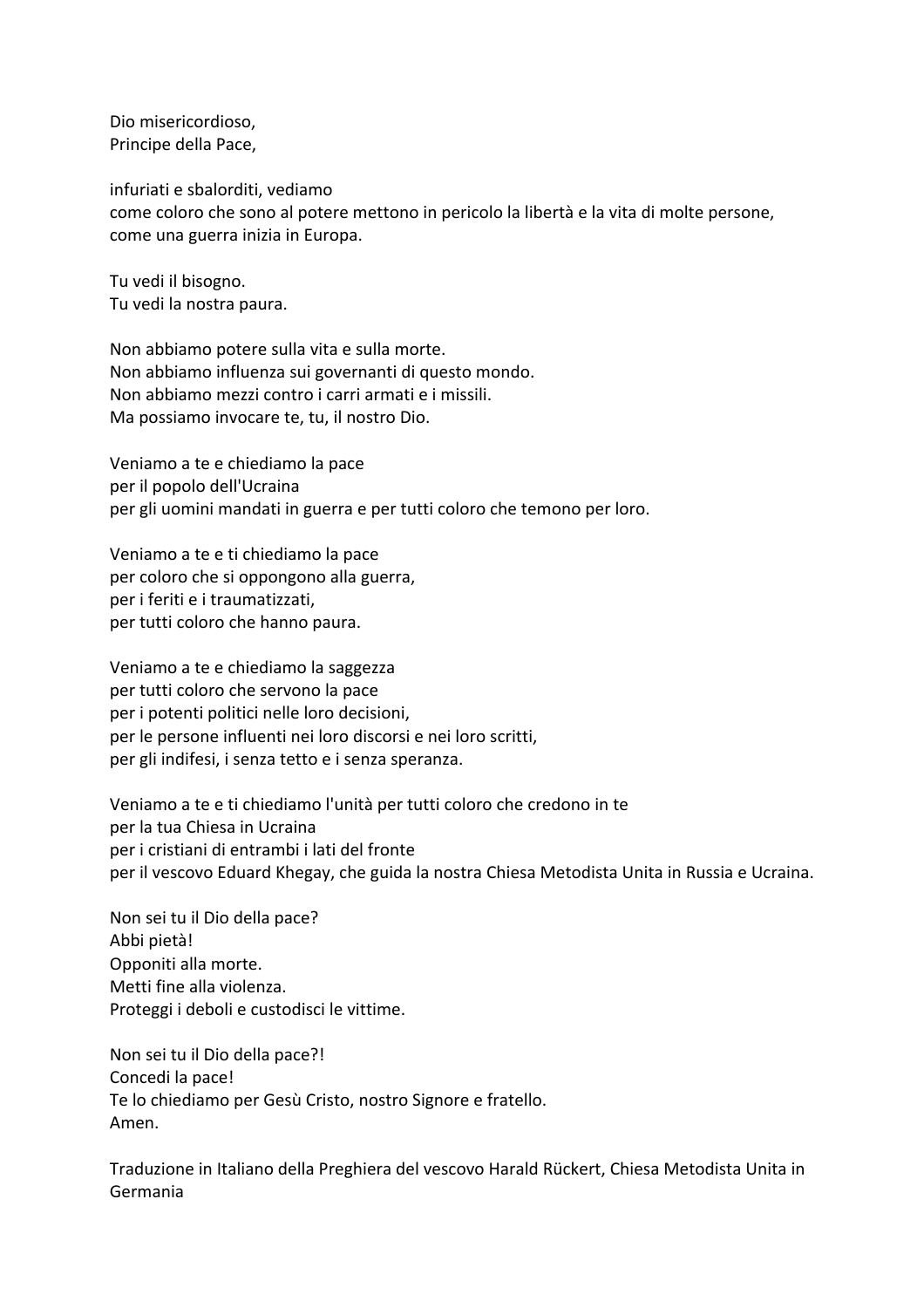Dio misericordioso,
Principe della Pace,

infuriati e sbalorditi, vediamo
come coloro che sono al potere mettono in pericolo la libertà e la vita di molte persone,
come una guerra inizia in Europa.

Tu vedi il bisogno.
Tu vedi la nostra paura.

Non abbiamo potere sulla vita e sulla morte.
Non abbiamo influenza sui governanti di questo mondo.
Non abbiamo mezzi contro i carri armati e i missili.
Ma possiamo invocare te, tu, il nostro Dio.

Veniamo a te e chiediamo la pace
per il popolo dell'Ucraina
per gli uomini mandati in guerra e per tutti coloro che temono per loro.

Veniamo a te e ti chiediamo la pace
per coloro che si oppongono alla guerra,
per i feriti e i traumatizzati,
per tutti coloro che hanno paura.

Veniamo a te e chiediamo la saggezza
per tutti coloro che servono la pace
per i potenti politici nelle loro decisioni,
per le persone influenti nei loro discorsi e nei loro scritti,
per gli indifesi, i senza tetto e i senza speranza.

Veniamo a te e ti chiediamo l'unità per tutti coloro che credono in te
per la tua Chiesa in Ucraina
per i cristiani di entrambi i lati del fronte
per il vescovo Eduard Khegay, che guida la nostra Chiesa Metodista Unita in Russia e Ucraina.

Non sei tu il Dio della pace?
Abbi pietà!
Opponiti alla morte.
Metti fine alla violenza.
Proteggi i deboli e custodisci le vittime.

Non sei tu il Dio della pace?!
Concedi la pace!
Te lo chiediamo per Gesù Cristo, nostro Signore e fratello.
Amen.

Traduzione in Italiano della Preghiera del vescovo Harald Rückert, Chiesa Metodista Unita in Germania